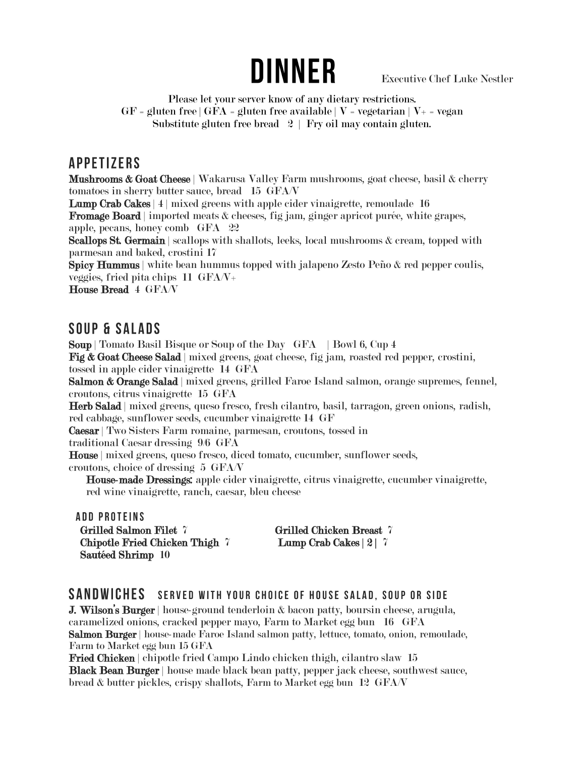# DINNER

Executive Chef Luke Nestler

Please let your server know of any dietary restrictions.
GF = gluten free | GFA = gluten free available | V = vegetarian | V+ = vegan
Substitute gluten free bread 2 | Fry oil may contain gluten.

## APPETIZERS

**Mushrooms & Goat Cheese** | Wakarusa Valley Farm mushrooms, goat cheese, basil & cherry tomatoes in sherry butter sauce, bread 15 GFA/V

**Lump Crab Cakes** | 4 | mixed greens with apple cider vinaigrette, remoulade 16

**Fromage Board** | imported meats & cheeses, fig jam, ginger apricot purée, white grapes, apple, pecans, honey comb GFA 22

**Scallops St. Germain** | scallops with shallots, leeks, local mushrooms & cream, topped with parmesan and baked, crostini 17

**Spicy Hummus** | white bean hummus topped with jalapeno Zesto Peño & red pepper coulis, veggies, fried pita chips 11 GFA/V+

**House Bread** 4 GFA/V

## SOUP & SALADS

**Soup** | Tomato Basil Bisque or Soup of the Day GFA | Bowl 6, Cup 4

**Fig & Goat Cheese Salad** | mixed greens, goat cheese, fig jam, roasted red pepper, crostini, tossed in apple cider vinaigrette 14 GFA

**Salmon & Orange Salad** | mixed greens, grilled Faroe Island salmon, orange supremes, fennel, croutons, citrus vinaigrette 15 GFA

**Herb Salad** | mixed greens, queso fresco, fresh cilantro, basil, tarragon, green onions, radish, red cabbage, sunflower seeds, cucumber vinaigrette 14 GF

**Caesar** | Two Sisters Farm romaine, parmesan, croutons, tossed in traditional Caesar dressing 9/6 GFA

**House** | mixed greens, queso fresco, diced tomato, cucumber, sunflower seeds, croutons, choice of dressing 5 GFA/V

**House-made Dressings:** apple cider vinaigrette, citrus vinaigrette, cucumber vinaigrette, red wine vinaigrette, ranch, caesar, bleu cheese

### ADD PROTEINS

**Grilled Salmon Filet** 7
**Chipotle Fried Chicken Thigh** 7
**Sautéed Shrimp** 10
**Grilled Chicken Breast** 7
**Lump Crab Cakes** | 2 | 7

## SANDWICHES — SERVED WITH YOUR CHOICE OF HOUSE SALAD, SOUP OR SIDE

**J. Wilson's Burger** | house-ground tenderloin & bacon patty, boursin cheese, arugula, caramelized onions, cracked pepper mayo, Farm to Market egg bun 16 GFA

**Salmon Burger** | house-made Faroe Island salmon patty, lettuce, tomato, onion, remoulade, Farm to Market egg bun 15 GFA

**Fried Chicken** | chipotle fried Campo Lindo chicken thigh, cilantro slaw 15

**Black Bean Burger** | house made black bean patty, pepper jack cheese, southwest sauce, bread & butter pickles, crispy shallots, Farm to Market egg bun 12 GFA/V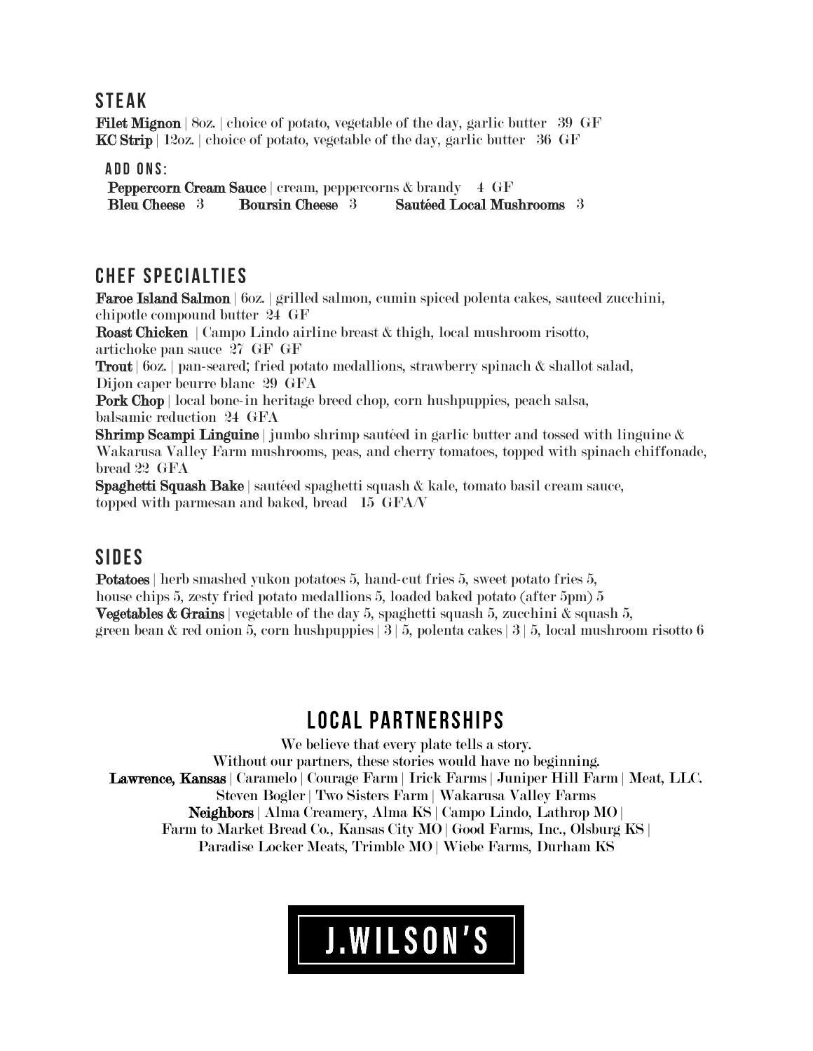## STEAK

**Filet Mignon** | 8oz. | choice of potato, vegetable of the day, garlic butter 39 GF
**KC Strip** | 12oz. | choice of potato, vegetable of the day, garlic butter 36 GF

### ADD ONS:

**Peppercorn Cream Sauce** | cream, peppercorns & brandy 4 GF
**Bleu Cheese** 3 **Boursin Cheese** 3 **Sautéed Local Mushrooms** 3

## CHEF SPECIALTIES

**Faroe Island Salmon** | 6oz. | grilled salmon, cumin spiced polenta cakes, sauteed zucchini, chipotle compound butter 24 GF
**Roast Chicken** | Campo Lindo airline breast & thigh, local mushroom risotto, artichoke pan sauce 27 GF GF
**Trout** | 6oz. | pan-seared; fried potato medallions, strawberry spinach & shallot salad, Dijon caper beurre blanc 29 GFA
**Pork Chop** | local bone-in heritage breed chop, corn hushpuppies, peach salsa, balsamic reduction 24 GFA
**Shrimp Scampi Linguine** | jumbo shrimp sautéed in garlic butter and tossed with linguine & Wakarusa Valley Farm mushrooms, peas, and cherry tomatoes, topped with spinach chiffonade, bread 22 GFA
**Spaghetti Squash Bake** | sautéed spaghetti squash & kale, tomato basil cream sauce, topped with parmesan and baked, bread 15 GFA/V

## SIDES

**Potatoes** | herb smashed yukon potatoes 5, hand-cut fries 5, sweet potato fries 5, house chips 5, zesty fried potato medallions 5, loaded baked potato (after 5pm) 5
**Vegetables & Grains** | vegetable of the day 5, spaghetti squash 5, zucchini & squash 5, green bean & red onion 5, corn hushpuppies | 3 | 5, polenta cakes | 3 | 5, local mushroom risotto 6

## LOCAL PARTNERSHIPS

We believe that every plate tells a story.
Without our partners, these stories would have no beginning.
**Lawrence, Kansas** | Caramelo | Courage Farm | Irick Farms | Juniper Hill Farm | Meat, LLC. Steven Bogler | Two Sisters Farm | Wakarusa Valley Farms
**Neighbors** | Alma Creamery, Alma KS | Campo Lindo, Lathrop MO | Farm to Market Bread Co., Kansas City MO | Good Farms, Inc., Olsburg KS | Paradise Locker Meats, Trimble MO | Wiebe Farms, Durham KS

J.WILSON'S